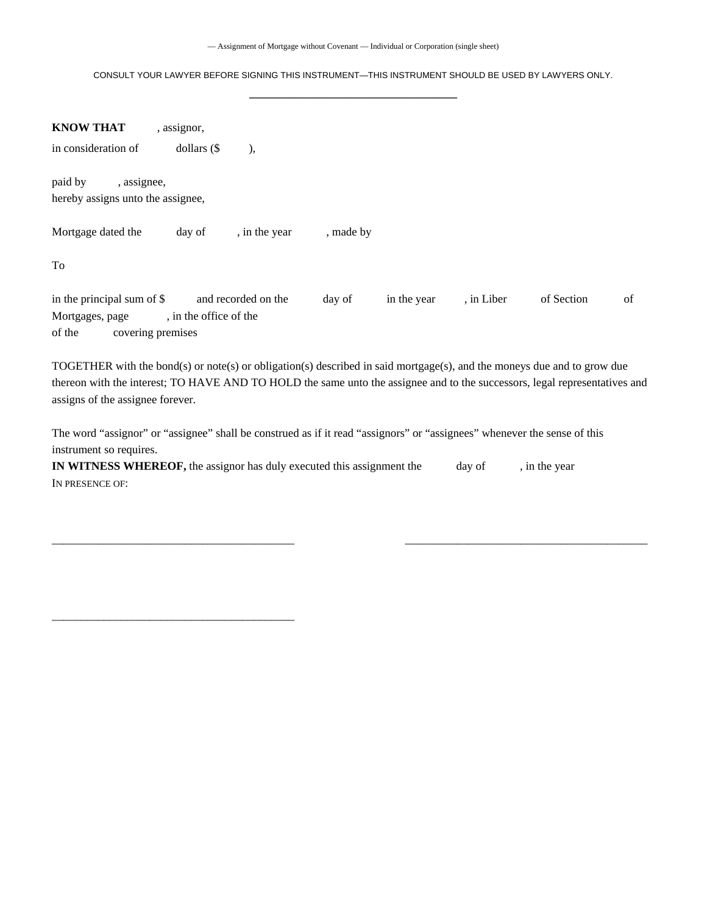— Assignment of Mortgage without Covenant — Individual or Corporation (single sheet)

CONSULT YOUR LAWYER BEFORE SIGNING THIS INSTRUMENT—THIS INSTRUMENT SHOULD BE USED BY LAWYERS ONLY.

---

**KNOW THAT** , assignor,

in consideration of dollars ($ ),

paid by , assignee,
hereby assigns unto the assignee,

Mortgage dated the day of , in the year , made by

To

in the principal sum of $ and recorded on the day of in the year , in Liber of Section of Mortgages, page , in the office of the
of the covering premises

TOGETHER with the bond(s) or note(s) or obligation(s) described in said mortgage(s), and the moneys due and to grow due thereon with the interest; TO HAVE AND TO HOLD the same unto the assignee and to the successors, legal representatives and assigns of the assignee forever.

The word “assignor” or “assignee” shall be construed as if it read “assignors” or “assignees” whenever the sense of this instrument so requires.
**IN WITNESS WHEREOF,** the assignor has duly executed this assignment the day of , in the year
IN PRESENCE OF:

\_\_\_\_\_\_\_\_\_\_\_\_\_\_\_\_\_\_\_\_\_\_\_\_\_\_\_\_\_\_\_\_\_\_\_\_\_\_\_\_ \_\_\_\_\_\_\_\_\_\_\_\_\_\_\_\_\_\_\_\_\_\_\_\_\_\_\_\_\_\_\_\_\_\_\_\_\_\_\_\_

\_\_\_\_\_\_\_\_\_\_\_\_\_\_\_\_\_\_\_\_\_\_\_\_\_\_\_\_\_\_\_\_\_\_\_\_\_\_\_\_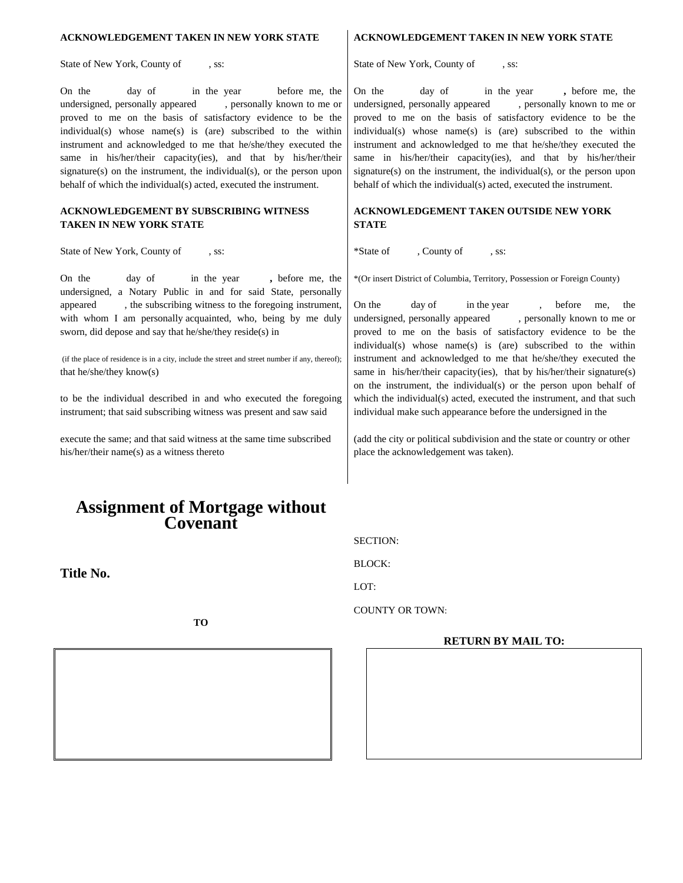**ACKNOWLEDGEMENT TAKEN IN NEW YORK STATE**

State of New York, County of , ss:

On the day of in the year before me, the undersigned, personally appeared , personally known to me or proved to me on the basis of satisfactory evidence to be the individual(s) whose name(s) is (are) subscribed to the within instrument and acknowledged to me that he/she/they executed the same in his/her/their capacity(ies), and that by his/her/their signature(s) on the instrument, the individual(s), or the person upon behalf of which the individual(s) acted, executed the instrument.

**ACKNOWLEDGEMENT BY SUBSCRIBING WITNESS TAKEN IN NEW YORK STATE**

State of New York, County of , ss:

On the day of in the year **,** before me, the undersigned, a Notary Public in and for said State, personally appeared , the subscribing witness to the foregoing instrument, with whom I am personally acquainted, who, being by me duly sworn, did depose and say that he/she/they reside(s) in

(if the place of residence is in a city, include the street and street number if any, thereof); that he/she/they know(s)

to be the individual described in and who executed the foregoing instrument; that said subscribing witness was present and saw said

execute the same; and that said witness at the same time subscribed his/her/their name(s) as a witness thereto

**ACKNOWLEDGEMENT TAKEN IN NEW YORK STATE**

State of New York, County of , ss:

On the day of in the year **,** before me, the undersigned, personally appeared , personally known to me or proved to me on the basis of satisfactory evidence to be the individual(s) whose name(s) is (are) subscribed to the within instrument and acknowledged to me that he/she/they executed the same in his/her/their capacity(ies), and that by his/her/their signature(s) on the instrument, the individual(s), or the person upon behalf of which the individual(s) acted, executed the instrument.

**ACKNOWLEDGEMENT TAKEN OUTSIDE NEW YORK STATE**

*State of , County of , ss:

*(Or insert District of Columbia, Territory, Possession or Foreign County)

On the day of in the year , before me, the undersigned, personally appeared , personally known to me or proved to me on the basis of satisfactory evidence to be the individual(s) whose name(s) is (are) subscribed to the within instrument and acknowledged to me that he/she/they executed the same in his/her/their capacity(ies), that by his/her/their signature(s) on the instrument, the individual(s) or the person upon behalf of which the individual(s) acted, executed the instrument, and that such individual make such appearance before the undersigned in the

(add the city or political subdivision and the state or country or other place the acknowledgement was taken).

# Assignment of Mortgage without Covenant

**Title No.**

**TO**

SECTION:

BLOCK:

LOT:

COUNTY OR TOWN:

**RETURN BY MAIL TO:**